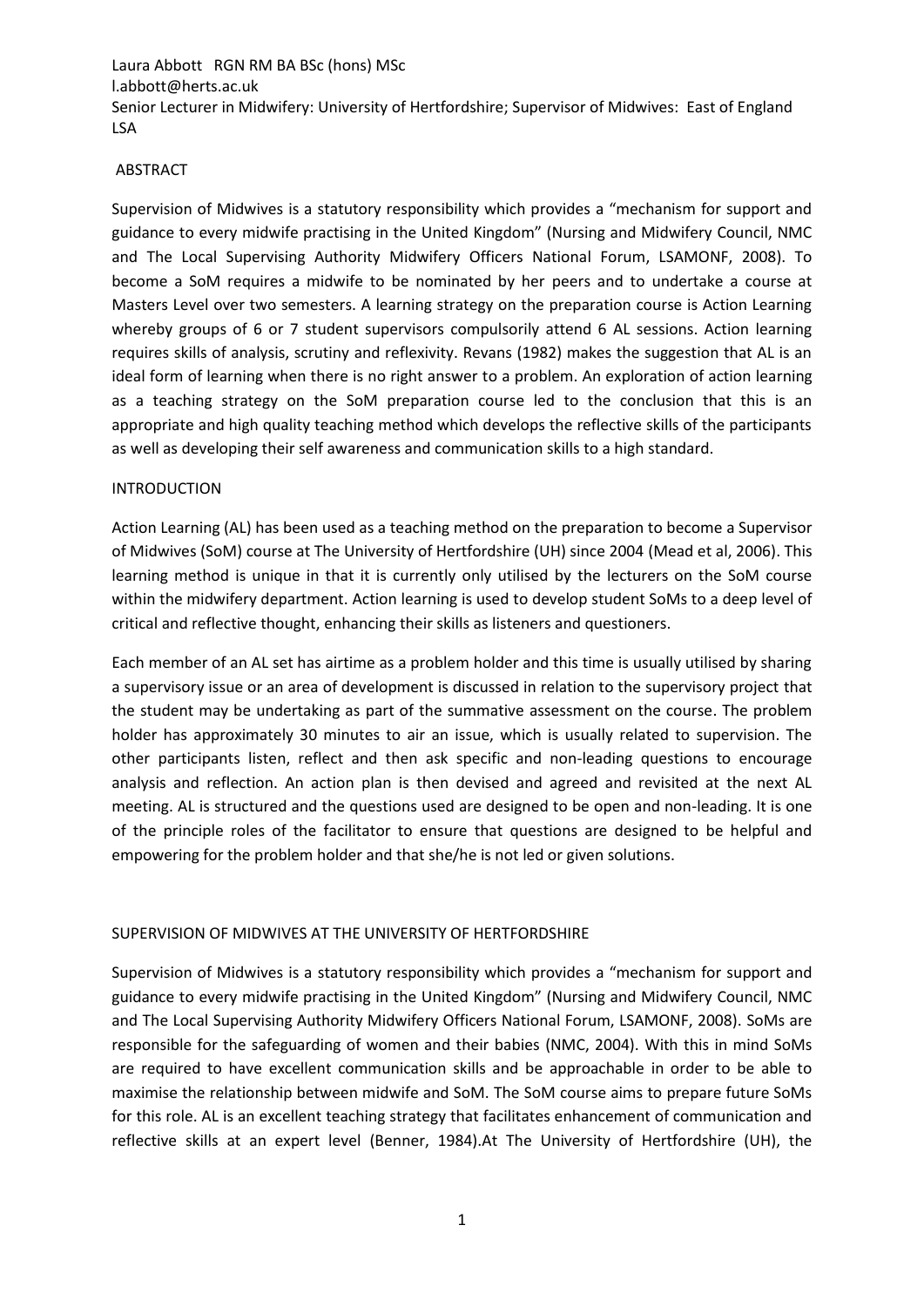Laura Abbott RGN RM BA BSc (hons) MSc
l.abbott@herts.ac.uk
Senior Lecturer in Midwifery: University of Hertfordshire; Supervisor of Midwives: East of England LSA

## ABSTRACT

Supervision of Midwives is a statutory responsibility which provides a "mechanism for support and guidance to every midwife practising in the United Kingdom" (Nursing and Midwifery Council, NMC and The Local Supervising Authority Midwifery Officers National Forum, LSAMONF, 2008). To become a SoM requires a midwife to be nominated by her peers and to undertake a course at Masters Level over two semesters. A learning strategy on the preparation course is Action Learning whereby groups of 6 or 7 student supervisors compulsorily attend 6 AL sessions. Action learning requires skills of analysis, scrutiny and reflexivity. Revans (1982) makes the suggestion that AL is an ideal form of learning when there is no right answer to a problem. An exploration of action learning as a teaching strategy on the SoM preparation course led to the conclusion that this is an appropriate and high quality teaching method which develops the reflective skills of the participants as well as developing their self awareness and communication skills to a high standard.

## INTRODUCTION

Action Learning (AL) has been used as a teaching method on the preparation to become a Supervisor of Midwives (SoM) course at The University of Hertfordshire (UH) since 2004 (Mead et al, 2006). This learning method is unique in that it is currently only utilised by the lecturers on the SoM course within the midwifery department. Action learning is used to develop student SoMs to a deep level of critical and reflective thought, enhancing their skills as listeners and questioners.

Each member of an AL set has airtime as a problem holder and this time is usually utilised by sharing a supervisory issue or an area of development is discussed in relation to the supervisory project that the student may be undertaking as part of the summative assessment on the course. The problem holder has approximately 30 minutes to air an issue, which is usually related to supervision. The other participants listen, reflect and then ask specific and non-leading questions to encourage analysis and reflection. An action plan is then devised and agreed and revisited at the next AL meeting. AL is structured and the questions used are designed to be open and non-leading. It is one of the principle roles of the facilitator to ensure that questions are designed to be helpful and empowering for the problem holder and that she/he is not led or given solutions.

## SUPERVISION OF MIDWIVES AT THE UNIVERSITY OF HERTFORDSHIRE

Supervision of Midwives is a statutory responsibility which provides a "mechanism for support and guidance to every midwife practising in the United Kingdom" (Nursing and Midwifery Council, NMC and The Local Supervising Authority Midwifery Officers National Forum, LSAMONF, 2008). SoMs are responsible for the safeguarding of women and their babies (NMC, 2004). With this in mind SoMs are required to have excellent communication skills and be approachable in order to be able to maximise the relationship between midwife and SoM. The SoM course aims to prepare future SoMs for this role. AL is an excellent teaching strategy that facilitates enhancement of communication and reflective skills at an expert level (Benner, 1984).At The University of Hertfordshire (UH), the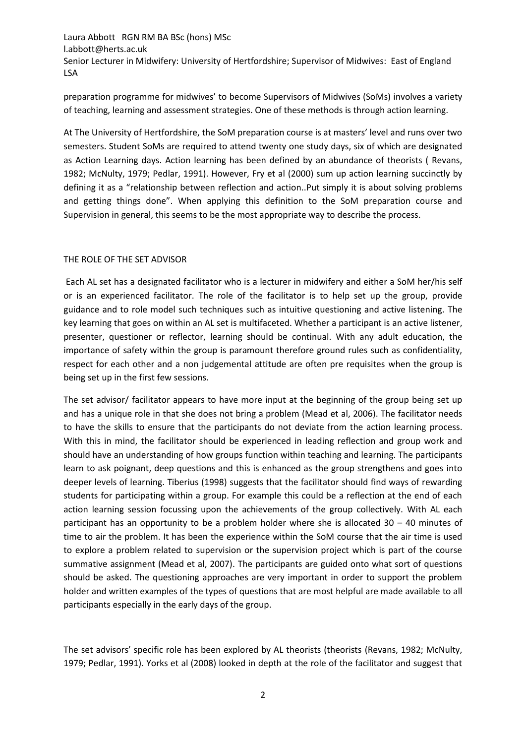preparation programme for midwives' to become Supervisors of Midwives (SoMs) involves a variety of teaching, learning and assessment strategies. One of these methods is through action learning.

At The University of Hertfordshire, the SoM preparation course is at masters' level and runs over two semesters. Student SoMs are required to attend twenty one study days, six of which are designated as Action Learning days. Action learning has been defined by an abundance of theorists ( Revans, 1982; McNulty, 1979; Pedlar, 1991). However, Fry et al (2000) sum up action learning succinctly by defining it as a "relationship between reflection and action..Put simply it is about solving problems and getting things done". When applying this definition to the SoM preparation course and Supervision in general, this seems to be the most appropriate way to describe the process.

## THE ROLE OF THE SET ADVISOR

Each AL set has a designated facilitator who is a lecturer in midwifery and either a SoM her/his self or is an experienced facilitator. The role of the facilitator is to help set up the group, provide guidance and to role model such techniques such as intuitive questioning and active listening. The key learning that goes on within an AL set is multifaceted. Whether a participant is an active listener, presenter, questioner or reflector, learning should be continual. With any adult education, the importance of safety within the group is paramount therefore ground rules such as confidentiality, respect for each other and a non judgemental attitude are often pre requisites when the group is being set up in the first few sessions.

The set advisor/ facilitator appears to have more input at the beginning of the group being set up and has a unique role in that she does not bring a problem (Mead et al, 2006). The facilitator needs to have the skills to ensure that the participants do not deviate from the action learning process. With this in mind, the facilitator should be experienced in leading reflection and group work and should have an understanding of how groups function within teaching and learning. The participants learn to ask poignant, deep questions and this is enhanced as the group strengthens and goes into deeper levels of learning. Tiberius (1998) suggests that the facilitator should find ways of rewarding students for participating within a group. For example this could be a reflection at the end of each action learning session focussing upon the achievements of the group collectively. With AL each participant has an opportunity to be a problem holder where she is allocated 30 – 40 minutes of time to air the problem. It has been the experience within the SoM course that the air time is used to explore a problem related to supervision or the supervision project which is part of the course summative assignment (Mead et al, 2007). The participants are guided onto what sort of questions should be asked. The questioning approaches are very important in order to support the problem holder and written examples of the types of questions that are most helpful are made available to all participants especially in the early days of the group.

The set advisors' specific role has been explored by AL theorists (theorists (Revans, 1982; McNulty, 1979; Pedlar, 1991). Yorks et al (2008) looked in depth at the role of the facilitator and suggest that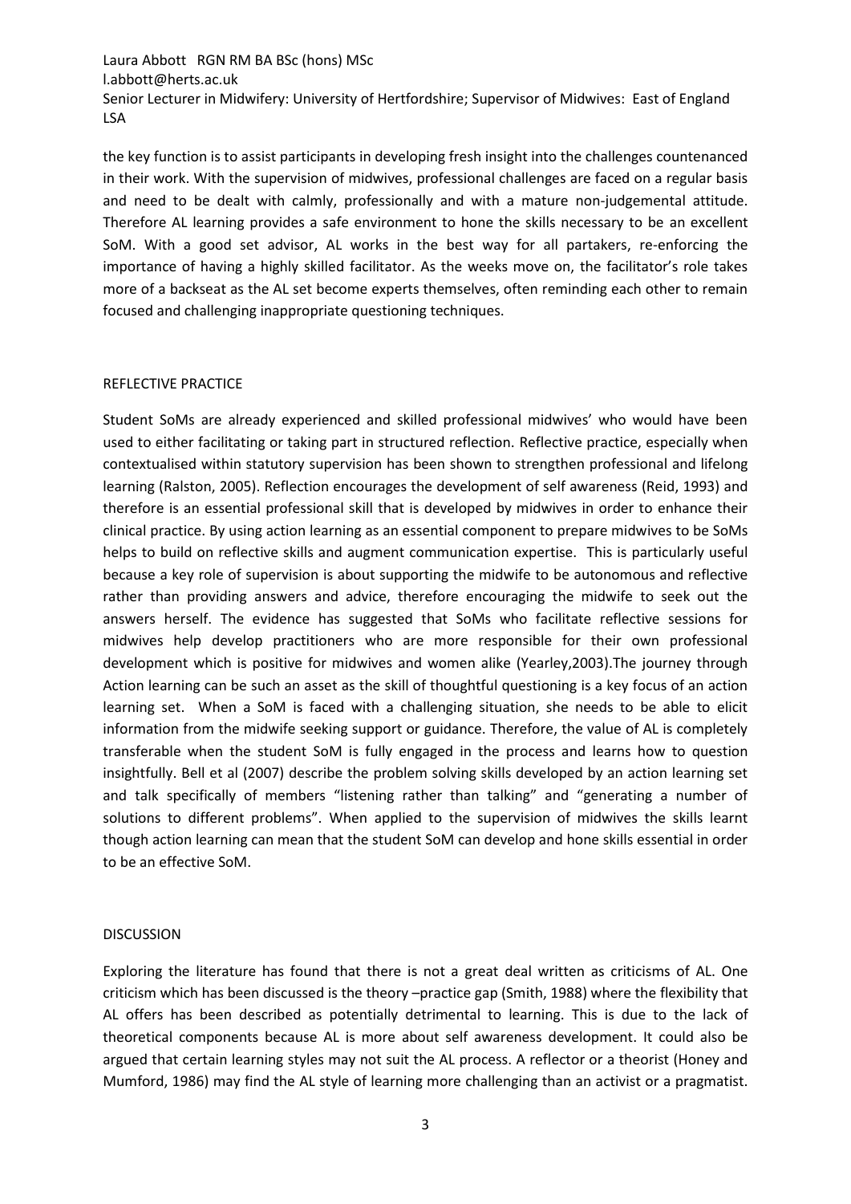the key function is to assist participants in developing fresh insight into the challenges countenanced in their work. With the supervision of midwives, professional challenges are faced on a regular basis and need to be dealt with calmly, professionally and with a mature non-judgemental attitude. Therefore AL learning provides a safe environment to hone the skills necessary to be an excellent SoM. With a good set advisor, AL works in the best way for all partakers, re-enforcing the importance of having a highly skilled facilitator. As the weeks move on, the facilitator's role takes more of a backseat as the AL set become experts themselves, often reminding each other to remain focused and challenging inappropriate questioning techniques.

## REFLECTIVE PRACTICE

Student SoMs are already experienced and skilled professional midwives' who would have been used to either facilitating or taking part in structured reflection. Reflective practice, especially when contextualised within statutory supervision has been shown to strengthen professional and lifelong learning (Ralston, 2005). Reflection encourages the development of self awareness (Reid, 1993) and therefore is an essential professional skill that is developed by midwives in order to enhance their clinical practice. By using action learning as an essential component to prepare midwives to be SoMs helps to build on reflective skills and augment communication expertise. This is particularly useful because a key role of supervision is about supporting the midwife to be autonomous and reflective rather than providing answers and advice, therefore encouraging the midwife to seek out the answers herself. The evidence has suggested that SoMs who facilitate reflective sessions for midwives help develop practitioners who are more responsible for their own professional development which is positive for midwives and women alike (Yearley,2003).The journey through Action learning can be such an asset as the skill of thoughtful questioning is a key focus of an action learning set. When a SoM is faced with a challenging situation, she needs to be able to elicit information from the midwife seeking support or guidance. Therefore, the value of AL is completely transferable when the student SoM is fully engaged in the process and learns how to question insightfully. Bell et al (2007) describe the problem solving skills developed by an action learning set and talk specifically of members "listening rather than talking" and "generating a number of solutions to different problems". When applied to the supervision of midwives the skills learnt though action learning can mean that the student SoM can develop and hone skills essential in order to be an effective SoM.

## DISCUSSION

Exploring the literature has found that there is not a great deal written as criticisms of AL. One criticism which has been discussed is the theory –practice gap (Smith, 1988) where the flexibility that AL offers has been described as potentially detrimental to learning. This is due to the lack of theoretical components because AL is more about self awareness development. It could also be argued that certain learning styles may not suit the AL process. A reflector or a theorist (Honey and Mumford, 1986) may find the AL style of learning more challenging than an activist or a pragmatist.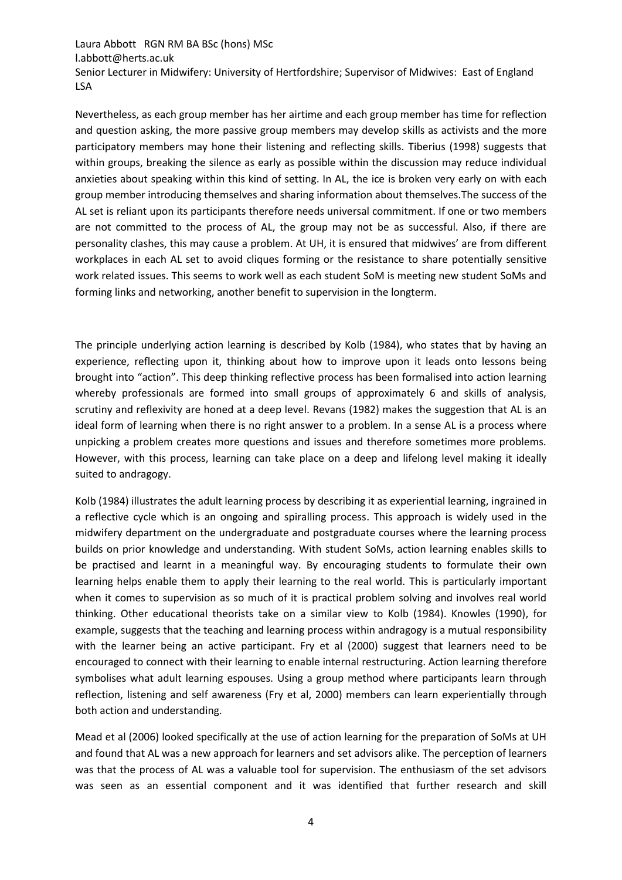Nevertheless, as each group member has her airtime and each group member has time for reflection and question asking, the more passive group members may develop skills as activists and the more participatory members may hone their listening and reflecting skills. Tiberius (1998) suggests that within groups, breaking the silence as early as possible within the discussion may reduce individual anxieties about speaking within this kind of setting. In AL, the ice is broken very early on with each group member introducing themselves and sharing information about themselves.The success of the AL set is reliant upon its participants therefore needs universal commitment. If one or two members are not committed to the process of AL, the group may not be as successful. Also, if there are personality clashes, this may cause a problem. At UH, it is ensured that midwives' are from different workplaces in each AL set to avoid cliques forming or the resistance to share potentially sensitive work related issues. This seems to work well as each student SoM is meeting new student SoMs and forming links and networking, another benefit to supervision in the longterm.

The principle underlying action learning is described by Kolb (1984), who states that by having an experience, reflecting upon it, thinking about how to improve upon it leads onto lessons being brought into "action". This deep thinking reflective process has been formalised into action learning whereby professionals are formed into small groups of approximately 6 and skills of analysis, scrutiny and reflexivity are honed at a deep level. Revans (1982) makes the suggestion that AL is an ideal form of learning when there is no right answer to a problem. In a sense AL is a process where unpicking a problem creates more questions and issues and therefore sometimes more problems. However, with this process, learning can take place on a deep and lifelong level making it ideally suited to andragogy.

Kolb (1984) illustrates the adult learning process by describing it as experiential learning, ingrained in a reflective cycle which is an ongoing and spiralling process. This approach is widely used in the midwifery department on the undergraduate and postgraduate courses where the learning process builds on prior knowledge and understanding. With student SoMs, action learning enables skills to be practised and learnt in a meaningful way. By encouraging students to formulate their own learning helps enable them to apply their learning to the real world. This is particularly important when it comes to supervision as so much of it is practical problem solving and involves real world thinking. Other educational theorists take on a similar view to Kolb (1984). Knowles (1990), for example, suggests that the teaching and learning process within andragogy is a mutual responsibility with the learner being an active participant. Fry et al (2000) suggest that learners need to be encouraged to connect with their learning to enable internal restructuring. Action learning therefore symbolises what adult learning espouses. Using a group method where participants learn through reflection, listening and self awareness (Fry et al, 2000) members can learn experientially through both action and understanding.

Mead et al (2006) looked specifically at the use of action learning for the preparation of SoMs at UH and found that AL was a new approach for learners and set advisors alike. The perception of learners was that the process of AL was a valuable tool for supervision. The enthusiasm of the set advisors was seen as an essential component and it was identified that further research and skill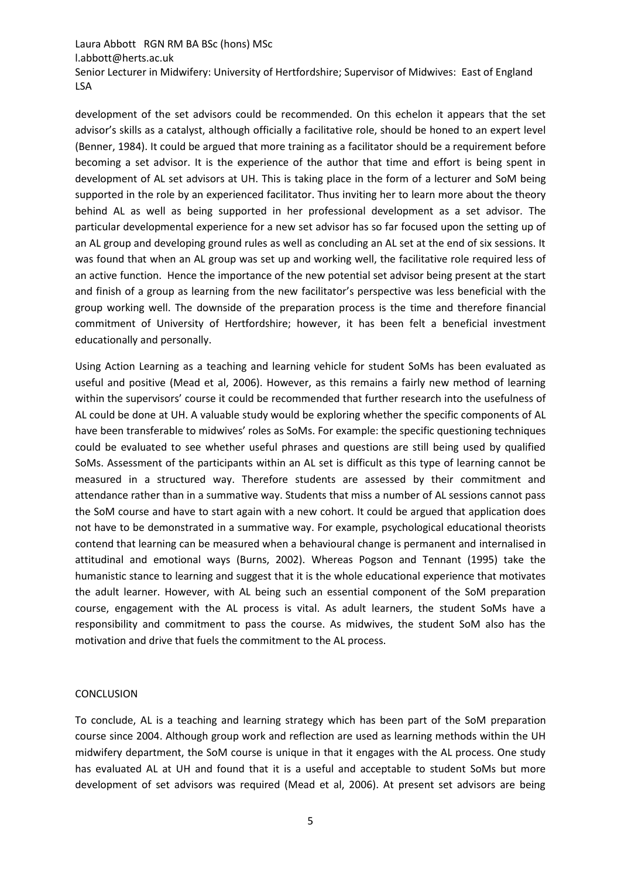development of the set advisors could be recommended. On this echelon it appears that the set advisor's skills as a catalyst, although officially a facilitative role, should be honed to an expert level (Benner, 1984). It could be argued that more training as a facilitator should be a requirement before becoming a set advisor. It is the experience of the author that time and effort is being spent in development of AL set advisors at UH. This is taking place in the form of a lecturer and SoM being supported in the role by an experienced facilitator. Thus inviting her to learn more about the theory behind AL as well as being supported in her professional development as a set advisor. The particular developmental experience for a new set advisor has so far focused upon the setting up of an AL group and developing ground rules as well as concluding an AL set at the end of six sessions. It was found that when an AL group was set up and working well, the facilitative role required less of an active function. Hence the importance of the new potential set advisor being present at the start and finish of a group as learning from the new facilitator's perspective was less beneficial with the group working well. The downside of the preparation process is the time and therefore financial commitment of University of Hertfordshire; however, it has been felt a beneficial investment educationally and personally.

Using Action Learning as a teaching and learning vehicle for student SoMs has been evaluated as useful and positive (Mead et al, 2006). However, as this remains a fairly new method of learning within the supervisors' course it could be recommended that further research into the usefulness of AL could be done at UH. A valuable study would be exploring whether the specific components of AL have been transferable to midwives' roles as SoMs. For example: the specific questioning techniques could be evaluated to see whether useful phrases and questions are still being used by qualified SoMs. Assessment of the participants within an AL set is difficult as this type of learning cannot be measured in a structured way. Therefore students are assessed by their commitment and attendance rather than in a summative way. Students that miss a number of AL sessions cannot pass the SoM course and have to start again with a new cohort. It could be argued that application does not have to be demonstrated in a summative way. For example, psychological educational theorists contend that learning can be measured when a behavioural change is permanent and internalised in attitudinal and emotional ways (Burns, 2002). Whereas Pogson and Tennant (1995) take the humanistic stance to learning and suggest that it is the whole educational experience that motivates the adult learner. However, with AL being such an essential component of the SoM preparation course, engagement with the AL process is vital. As adult learners, the student SoMs have a responsibility and commitment to pass the course. As midwives, the student SoM also has the motivation and drive that fuels the commitment to the AL process.

## CONCLUSION

To conclude, AL is a teaching and learning strategy which has been part of the SoM preparation course since 2004. Although group work and reflection are used as learning methods within the UH midwifery department, the SoM course is unique in that it engages with the AL process. One study has evaluated AL at UH and found that it is a useful and acceptable to student SoMs but more development of set advisors was required (Mead et al, 2006). At present set advisors are being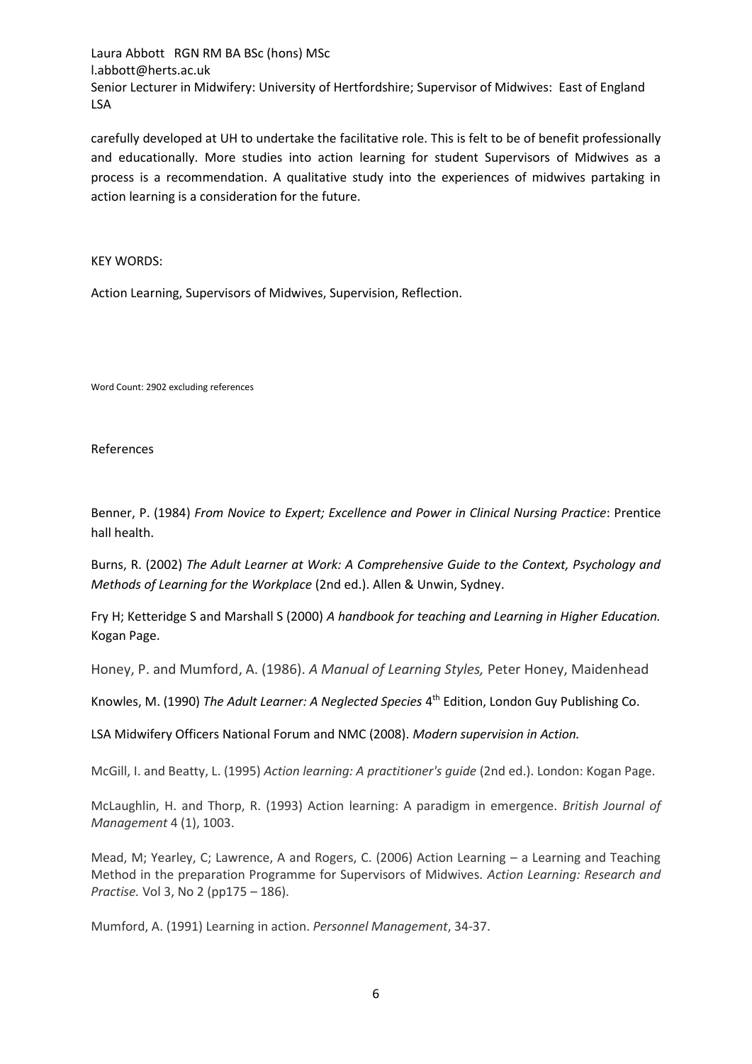carefully developed at UH to undertake the facilitative role. This is felt to be of benefit professionally and educationally. More studies into action learning for student Supervisors of Midwives as a process is a recommendation. A qualitative study into the experiences of midwives partaking in action learning is a consideration for the future.

KEY WORDS:

Action Learning, Supervisors of Midwives, Supervision, Reflection.

Word Count: 2902 excluding references

References

Benner, P. (1984) *From Novice to Expert; Excellence and Power in Clinical Nursing Practice*: Prentice hall health.

Burns, R. (2002) *The Adult Learner at Work: A Comprehensive Guide to the Context, Psychology and Methods of Learning for the Workplace* (2nd ed.). Allen & Unwin, Sydney.

Fry H; Ketteridge S and Marshall S (2000) *A handbook for teaching and Learning in Higher Education.* Kogan Page.

Honey, P. and Mumford, A. (1986). *A Manual of Learning Styles,* Peter Honey, Maidenhead

Knowles, M. (1990) *The Adult Learner: A Neglected Species* 4th Edition, London Guy Publishing Co.

LSA Midwifery Officers National Forum and NMC (2008). *Modern supervision in Action.*

McGill, I. and Beatty, L. (1995) *Action learning: A practitioner's guide* (2nd ed.). London: Kogan Page.

McLaughlin, H. and Thorp, R. (1993) Action learning: A paradigm in emergence. *British Journal of Management* 4 (1), 1003.

Mead, M; Yearley, C; Lawrence, A and Rogers, C. (2006) Action Learning – a Learning and Teaching Method in the preparation Programme for Supervisors of Midwives. *Action Learning: Research and Practise.* Vol 3, No 2 (pp175 – 186).

Mumford, A. (1991) Learning in action. *Personnel Management*, 34-37.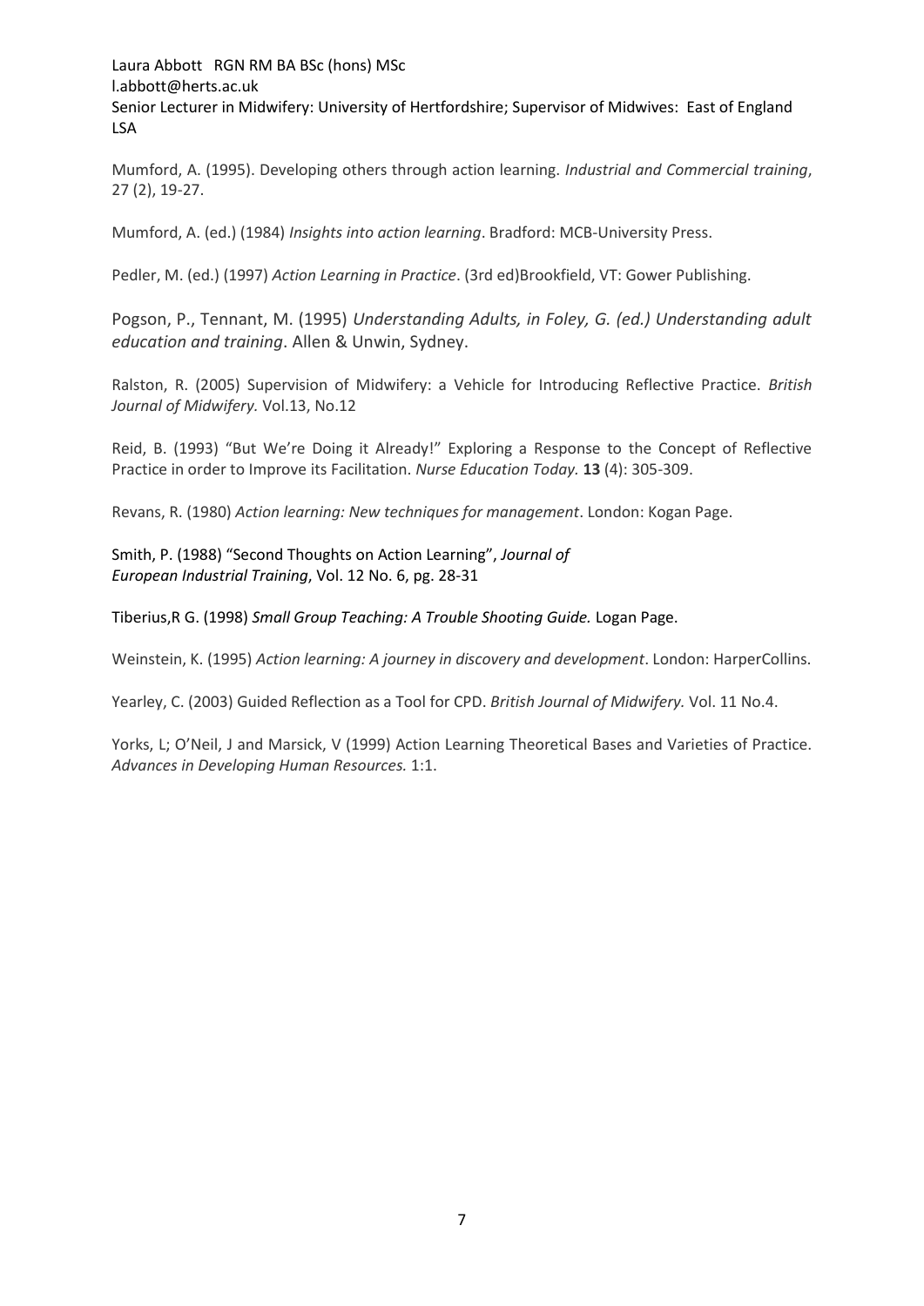Mumford, A. (1995). Developing others through action learning. *Industrial and Commercial training*, 27 (2), 19-27.

Mumford, A. (ed.) (1984) *Insights into action learning*. Bradford: MCB-University Press.

Pedler, M. (ed.) (1997) *Action Learning in Practice*. (3rd ed)Brookfield, VT: Gower Publishing.

Pogson, P., Tennant, M. (1995) *Understanding Adults, in Foley, G. (ed.) Understanding adult education and training*. Allen & Unwin, Sydney.

Ralston, R. (2005) Supervision of Midwifery: a Vehicle for Introducing Reflective Practice. *British Journal of Midwifery.* Vol.13, No.12

Reid, B. (1993) "But We're Doing it Already!" Exploring a Response to the Concept of Reflective Practice in order to Improve its Facilitation. *Nurse Education Today.* **13** (4): 305-309.

Revans, R. (1980) *Action learning: New techniques for management*. London: Kogan Page.

Smith, P. (1988) "Second Thoughts on Action Learning", *Journal of European Industrial Training*, Vol. 12 No. 6, pg. 28-31

Tiberius,R G. (1998) *Small Group Teaching: A Trouble Shooting Guide.* Logan Page.

Weinstein, K. (1995) *Action learning: A journey in discovery and development*. London: HarperCollins.

Yearley, C. (2003) Guided Reflection as a Tool for CPD. *British Journal of Midwifery.* Vol. 11 No.4.

Yorks, L; O'Neil, J and Marsick, V (1999) Action Learning Theoretical Bases and Varieties of Practice. *Advances in Developing Human Resources.* 1:1.